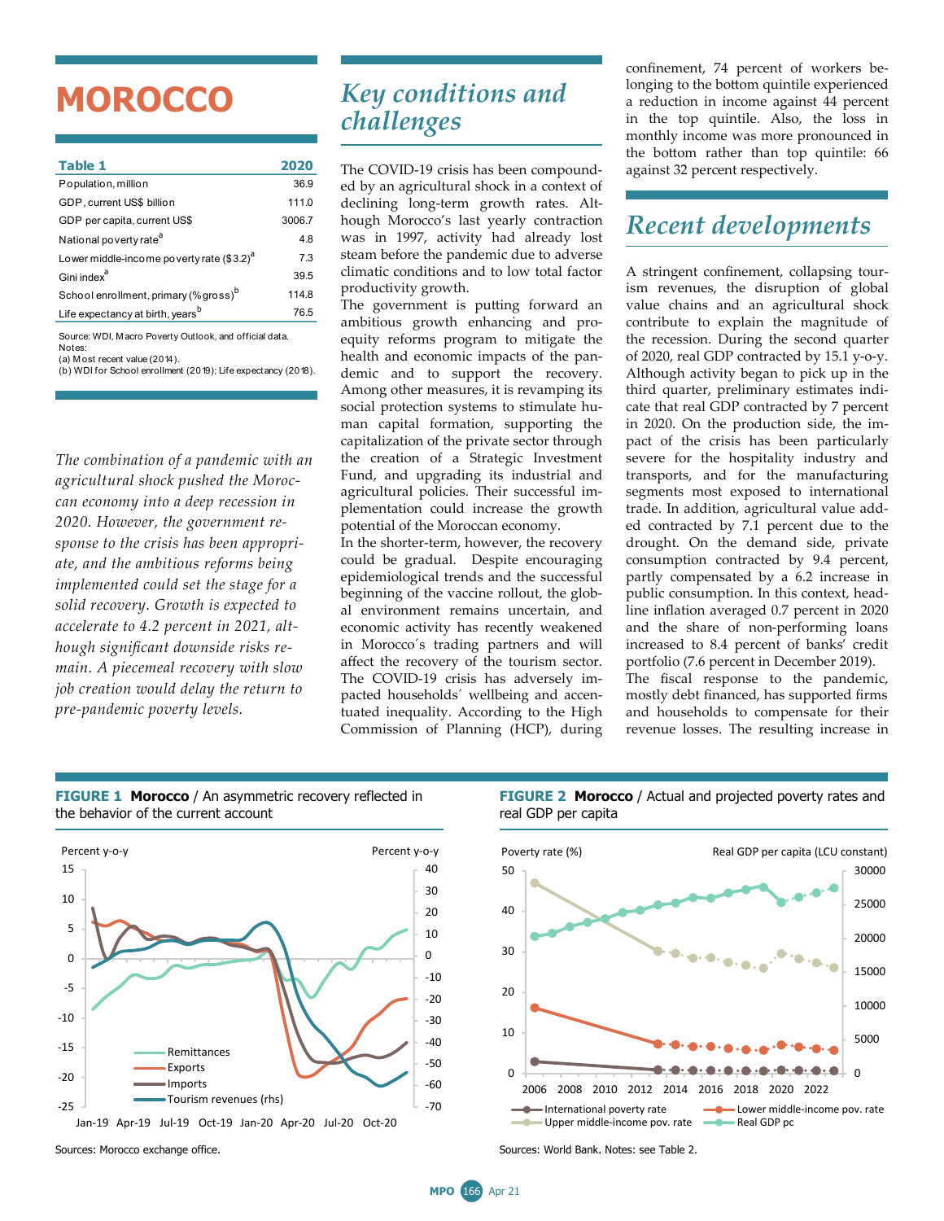# MOROCCO

| Table 1 | 2020 |
|---|---|
| Population, million | 36.9 |
| GDP, current US$ billion | 111.0 |
| GDP per capita, current US$ | 3006.7 |
| National poverty rate[a] | 4.8 |
| Lower middle-income poverty rate ($3.2)[a] | 7.3 |
| Gini index[a] | 39.5 |
| School enrollment, primary (% gross)[b] | 114.8 |
| Life expectancy at birth, years[b] | 76.5 |

Source: WDI, Macro Poverty Outlook, and official data.
Notes:
(a) Most recent value (2014).
(b) WDI for School enrollment (2019); Life expectancy (2018).

*The combination of a pandemic with an agricultural shock pushed the Moroccan economy into a deep recession in 2020. However, the government response to the crisis has been appropriate, and the ambitious reforms being implemented could set the stage for a solid recovery. Growth is expected to accelerate to 4.2 percent in 2021, although significant downside risks remain. A piecemeal recovery with slow job creation would delay the return to pre-pandemic poverty levels.*

## Key conditions and challenges

The COVID-19 crisis has been compounded by an agricultural shock in a context of declining long-term growth rates. Although Morocco's last yearly contraction was in 1997, activity had already lost steam before the pandemic due to adverse climatic conditions and to low total factor productivity growth.

The government is putting forward an ambitious growth enhancing and pro-equity reforms program to mitigate the health and economic impacts of the pandemic and to support the recovery. Among other measures, it is revamping its social protection systems to stimulate human capital formation, supporting the capitalization of the private sector through the creation of a Strategic Investment Fund, and upgrading its industrial and agricultural policies. Their successful implementation could increase the growth potential of the Moroccan economy.

In the shorter-term, however, the recovery could be gradual. Despite encouraging epidemiological trends and the successful beginning of the vaccine rollout, the global environment remains uncertain, and economic activity has recently weakened in Morocco´s trading partners and will affect the recovery of the tourism sector.

The COVID-19 crisis has adversely impacted households´ wellbeing and accentuated inequality. According to the High Commission of Planning (HCP), during confinement, 74 percent of workers belonging to the bottom quintile experienced a reduction in income against 44 percent in the top quintile. Also, the loss in monthly income was more pronounced in the bottom rather than top quintile: 66 against 32 percent respectively.

## Recent developments

A stringent confinement, collapsing tourism revenues, the disruption of global value chains and an agricultural shock contribute to explain the magnitude of the recession. During the second quarter of 2020, real GDP contracted by 15.1 y-o-y. Although activity began to pick up in the third quarter, preliminary estimates indicate that real GDP contracted by 7 percent in 2020. On the production side, the impact of the crisis has been particularly severe for the hospitality industry and transports, and for the manufacturing segments most exposed to international trade. In addition, agricultural value added contracted by 7.1 percent due to the drought. On the demand side, private consumption contracted by 9.4 percent, partly compensated by a 6.2 increase in public consumption. In this context, headline inflation averaged 0.7 percent in 2020 and the share of non-performing loans increased to 8.4 percent of banks' credit portfolio (7.6 percent in December 2019).

The fiscal response to the pandemic, mostly debt financed, has supported firms and households to compensate for their revenue losses. The resulting increase in

**FIGURE 1 Morocco** / An asymmetric recovery reflected in the behavior of the current account

Sources: Morocco exchange office.

**FIGURE 2 Morocco** / Actual and projected poverty rates and real GDP per capita

Sources: World Bank. Notes: see Table 2.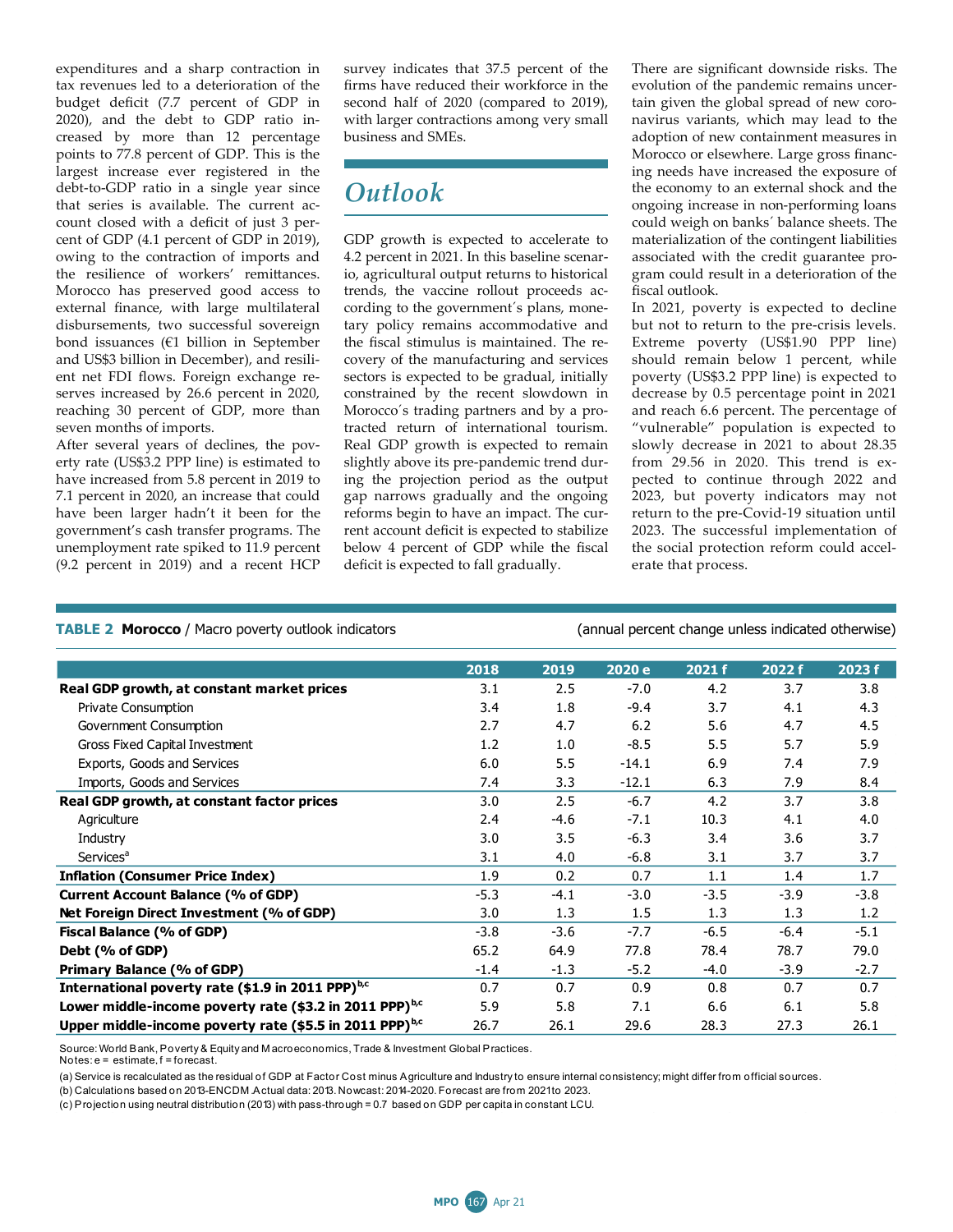expenditures and a sharp contraction in tax revenues led to a deterioration of the budget deficit (7.7 percent of GDP in 2020), and the debt to GDP ratio increased by more than 12 percentage points to 77.8 percent of GDP. This is the largest increase ever registered in the debt-to-GDP ratio in a single year since that series is available. The current account closed with a deficit of just 3 percent of GDP (4.1 percent of GDP in 2019), owing to the contraction of imports and the resilience of workers' remittances. Morocco has preserved good access to external finance, with large multilateral disbursements, two successful sovereign bond issuances (€1 billion in September and US$3 billion in December), and resilient net FDI flows. Foreign exchange reserves increased by 26.6 percent in 2020, reaching 30 percent of GDP, more than seven months of imports.

After several years of declines, the poverty rate (US$3.2 PPP line) is estimated to have increased from 5.8 percent in 2019 to 7.1 percent in 2020, an increase that could have been larger hadn't it been for the government's cash transfer programs. The unemployment rate spiked to 11.9 percent (9.2 percent in 2019) and a recent HCP survey indicates that 37.5 percent of the firms have reduced their workforce in the second half of 2020 (compared to 2019), with larger contractions among very small business and SMEs.

## Outlook

GDP growth is expected to accelerate to 4.2 percent in 2021. In this baseline scenario, agricultural output returns to historical trends, the vaccine rollout proceeds according to the government´s plans, monetary policy remains accommodative and the fiscal stimulus is maintained. The recovery of the manufacturing and services sectors is expected to be gradual, initially constrained by the recent slowdown in Morocco´s trading partners and by a protracted return of international tourism. Real GDP growth is expected to remain slightly above its pre-pandemic trend during the projection period as the output gap narrows gradually and the ongoing reforms begin to have an impact. The current account deficit is expected to stabilize below 4 percent of GDP while the fiscal deficit is expected to fall gradually.

There are significant downside risks. The evolution of the pandemic remains uncertain given the global spread of new coronavirus variants, which may lead to the adoption of new containment measures in Morocco or elsewhere. Large gross financing needs have increased the exposure of the economy to an external shock and the ongoing increase in non-performing loans could weigh on banks´ balance sheets. The materialization of the contingent liabilities associated with the credit guarantee program could result in a deterioration of the fiscal outlook.

In 2021, poverty is expected to decline but not to return to the pre-crisis levels. Extreme poverty (US$1.90 PPP line) should remain below 1 percent, while poverty (US$3.2 PPP line) is expected to decrease by 0.5 percentage point in 2021 and reach 6.6 percent. The percentage of "vulnerable" population is expected to slowly decrease in 2021 to about 28.35 from 29.56 in 2020. This trend is expected to continue through 2022 and 2023, but poverty indicators may not return to the pre-Covid-19 situation until 2023. The successful implementation of the social protection reform could accelerate that process.

**TABLE 2 Morocco** / Macro poverty outlook indicators (annual percent change unless indicated otherwise)

| | 2018 | 2019 | 2020 e | 2021 f | 2022 f | 2023 f |
|---|---|---|---|---|---|---|
| **Real GDP growth, at constant market prices** | 3.1 | 2.5 | -7.0 | 4.2 | 3.7 | 3.8 |
| Private Consumption | 3.4 | 1.8 | -9.4 | 3.7 | 4.1 | 4.3 |
| Government Consumption | 2.7 | 4.7 | 6.2 | 5.6 | 4.7 | 4.5 |
| Gross Fixed Capital Investment | 1.2 | 1.0 | -8.5 | 5.5 | 5.7 | 5.9 |
| Exports, Goods and Services | 6.0 | 5.5 | -14.1 | 6.9 | 7.4 | 7.9 |
| Imports, Goods and Services | 7.4 | 3.3 | -12.1 | 6.3 | 7.9 | 8.4 |
| **Real GDP growth, at constant factor prices** | 3.0 | 2.5 | -6.7 | 4.2 | 3.7 | 3.8 |
| Agriculture | 2.4 | -4.6 | -7.1 | 10.3 | 4.1 | 4.0 |
| Industry | 3.0 | 3.5 | -6.3 | 3.4 | 3.6 | 3.7 |
| Services[a] | 3.1 | 4.0 | -6.8 | 3.1 | 3.7 | 3.7 |
| **Inflation (Consumer Price Index)** | 1.9 | 0.2 | 0.7 | 1.1 | 1.4 | 1.7 |
| **Current Account Balance (% of GDP)** | -5.3 | -4.1 | -3.0 | -3.5 | -3.9 | -3.8 |
| **Net Foreign Direct Investment (% of GDP)** | 3.0 | 1.3 | 1.5 | 1.3 | 1.3 | 1.2 |
| **Fiscal Balance (% of GDP)** | -3.8 | -3.6 | -7.7 | -6.5 | -6.4 | -5.1 |
| **Debt (% of GDP)** | 65.2 | 64.9 | 77.8 | 78.4 | 78.7 | 79.0 |
| **Primary Balance (% of GDP)** | -1.4 | -1.3 | -5.2 | -4.0 | -3.9 | -2.7 |
| **International poverty rate ($1.9 in 2011 PPP)[b,c]** | 0.7 | 0.7 | 0.9 | 0.8 | 0.7 | 0.7 |
| **Lower middle-income poverty rate ($3.2 in 2011 PPP)[b,c]** | 5.9 | 5.8 | 7.1 | 6.6 | 6.1 | 5.8 |
| **Upper middle-income poverty rate ($5.5 in 2011 PPP)[b,c]** | 26.7 | 26.1 | 29.6 | 28.3 | 27.3 | 26.1 |

Source: World Bank, Poverty & Equity and Macroeconomics, Trade & Investment Global Practices.
Notes: e = estimate, f = forecast.
(a) Service is recalculated as the residual of GDP at Factor Cost minus Agriculture and Industry to ensure internal consistency; might differ from official sources.
(b) Calculations based on 2013-ENCDM. Actual data: 2013. Nowcast: 2014-2020. Forecast are from 2021 to 2023.
(c) Projection using neutral distribution (2013) with pass-through = 0.7 based on GDP per capita in constant LCU.